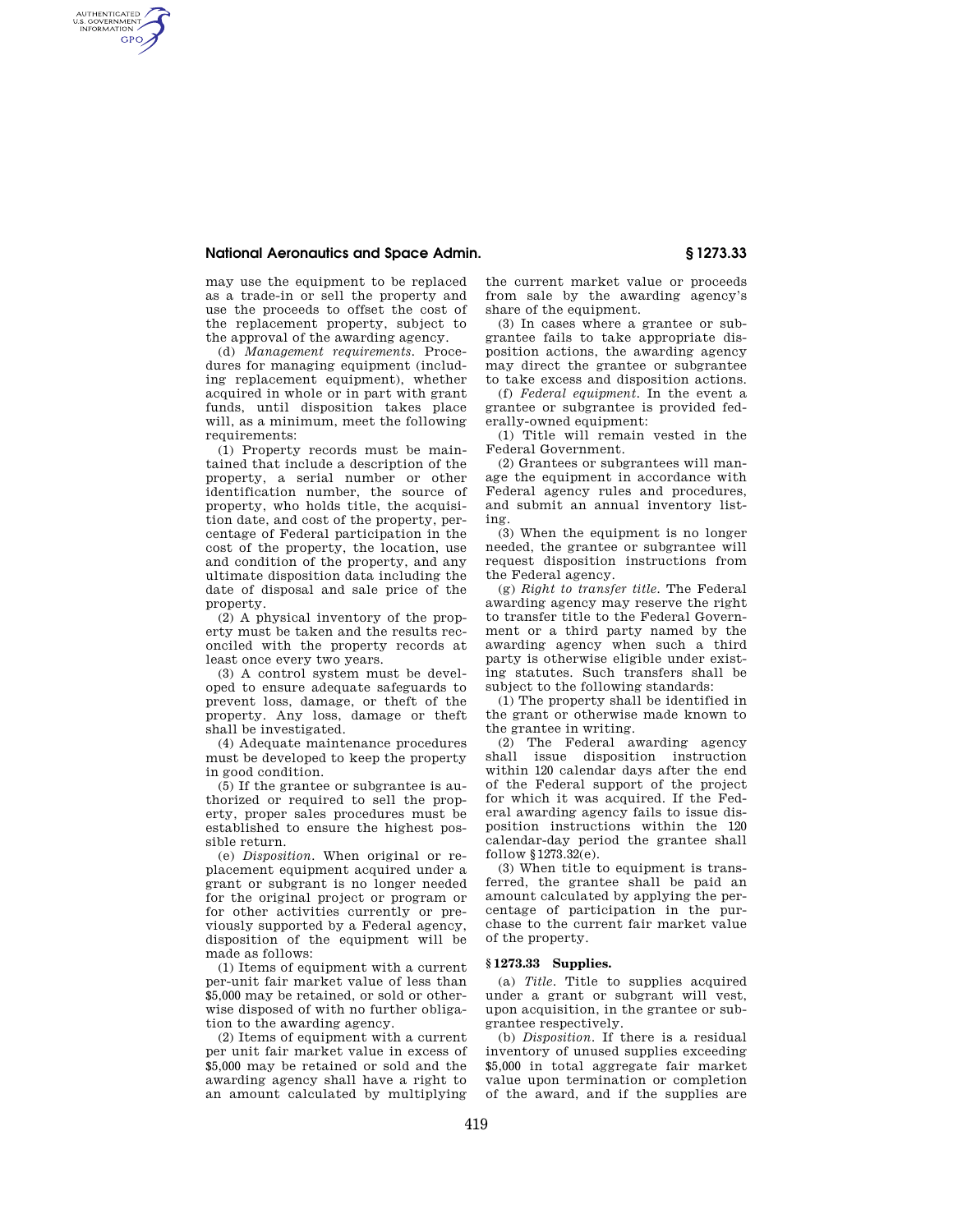may use the equipment to be replaced as a trade-in or sell the property and use the proceeds to offset the cost of the replacement property, subject to the approval of the awarding agency.

(d) *Management requirements.* Procedures for managing equipment (including replacement equipment), whether acquired in whole or in part with grant funds, until disposition takes place will, as a minimum, meet the following requirements:

(1) Property records must be maintained that include a description of the property, a serial number or other identification number, the source of property, who holds title, the acquisition date, and cost of the property, percentage of Federal participation in the cost of the property, the location, use and condition of the property, and any ultimate disposition data including the date of disposal and sale price of the property.

(2) A physical inventory of the property must be taken and the results reconciled with the property records at least once every two years.

(3) A control system must be developed to ensure adequate safeguards to prevent loss, damage, or theft of the property. Any loss, damage or theft shall be investigated.

(4) Adequate maintenance procedures must be developed to keep the property in good condition.

(5) If the grantee or subgrantee is authorized or required to sell the property, proper sales procedures must be established to ensure the highest possible return.

(e) *Disposition.* When original or replacement equipment acquired under a grant or subgrant is no longer needed for the original project or program or for other activities currently or previously supported by a Federal agency, disposition of the equipment will be made as follows:

(1) Items of equipment with a current per-unit fair market value of less than $5,000 may be retained, or sold or otherwise disposed of with no further obligation to the awarding agency.

(2) Items of equipment with a current per unit fair market value in excess of $5,000 may be retained or sold and the awarding agency shall have a right to an amount calculated by multiplying the current market value or proceeds from sale by the awarding agency's share of the equipment.

(3) In cases where a grantee or subgrantee fails to take appropriate disposition actions, the awarding agency may direct the grantee or subgrantee to take excess and disposition actions.

(f) *Federal equipment.* In the event a grantee or subgrantee is provided federally-owned equipment:

(1) Title will remain vested in the Federal Government.

(2) Grantees or subgrantees will manage the equipment in accordance with Federal agency rules and procedures, and submit an annual inventory listing.

(3) When the equipment is no longer needed, the grantee or subgrantee will request disposition instructions from the Federal agency.

(g) *Right to transfer title.* The Federal awarding agency may reserve the right to transfer title to the Federal Government or a third party named by the awarding agency when such a third party is otherwise eligible under existing statutes. Such transfers shall be subject to the following standards:

(1) The property shall be identified in the grant or otherwise made known to the grantee in writing.

(2) The Federal awarding agency shall issue disposition instruction within 120 calendar days after the end of the Federal support of the project for which it was acquired. If the Federal awarding agency fails to issue disposition instructions within the 120 calendar-day period the grantee shall follow §1273.32(e).

(3) When title to equipment is transferred, the grantee shall be paid an amount calculated by applying the percentage of participation in the purchase to the current fair market value of the property.

## § 1273.33 Supplies.

(a) *Title.* Title to supplies acquired under a grant or subgrant will vest, upon acquisition, in the grantee or subgrantee respectively.

(b) *Disposition.* If there is a residual inventory of unused supplies exceeding $5,000 in total aggregate fair market value upon termination or completion of the award, and if the supplies are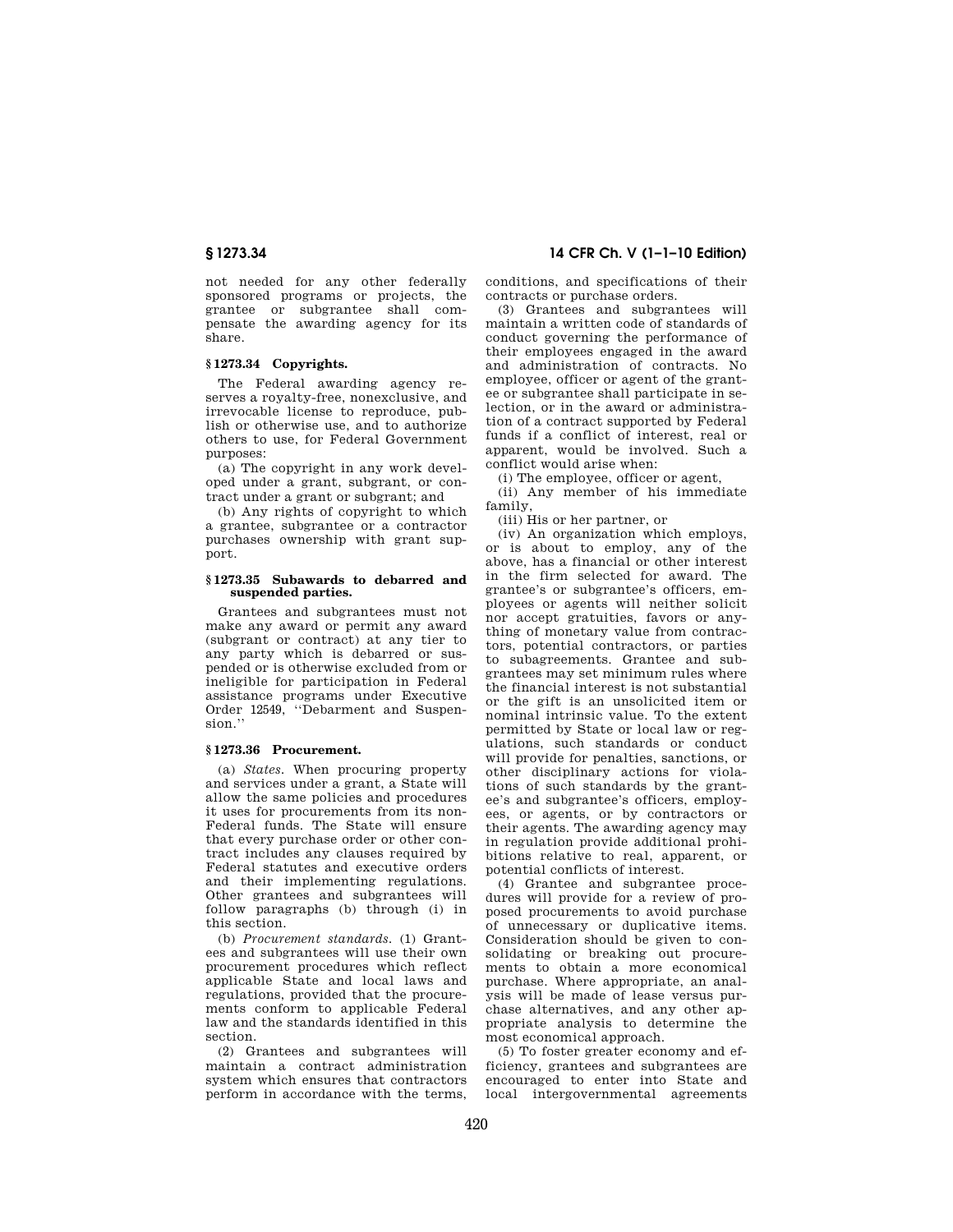not needed for any other federally sponsored programs or projects, the grantee or subgrantee shall compensate the awarding agency for its share.

### § 1273.34 Copyrights.

The Federal awarding agency reserves a royalty-free, nonexclusive, and irrevocable license to reproduce, publish or otherwise use, and to authorize others to use, for Federal Government purposes:

(a) The copyright in any work developed under a grant, subgrant, or contract under a grant or subgrant; and

(b) Any rights of copyright to which a grantee, subgrantee or a contractor purchases ownership with grant support.

### § 1273.35 Subawards to debarred and suspended parties.

Grantees and subgrantees must not make any award or permit any award (subgrant or contract) at any tier to any party which is debarred or suspended or is otherwise excluded from or ineligible for participation in Federal assistance programs under Executive Order 12549, ''Debarment and Suspension.''

### § 1273.36 Procurement.

(a) *States.* When procuring property and services under a grant, a State will allow the same policies and procedures it uses for procurements from its non-Federal funds. The State will ensure that every purchase order or other contract includes any clauses required by Federal statutes and executive orders and their implementing regulations. Other grantees and subgrantees will follow paragraphs (b) through (i) in this section.

(b) *Procurement standards.* (1) Grantees and subgrantees will use their own procurement procedures which reflect applicable State and local laws and regulations, provided that the procurements conform to applicable Federal law and the standards identified in this section.

(2) Grantees and subgrantees will maintain a contract administration system which ensures that contractors perform in accordance with the terms, conditions, and specifications of their contracts or purchase orders.

(3) Grantees and subgrantees will maintain a written code of standards of conduct governing the performance of their employees engaged in the award and administration of contracts. No employee, officer or agent of the grantee or subgrantee shall participate in selection, or in the award or administration of a contract supported by Federal funds if a conflict of interest, real or apparent, would be involved. Such a conflict would arise when:

(i) The employee, officer or agent,

(ii) Any member of his immediate family,

(iii) His or her partner, or

(iv) An organization which employs, or is about to employ, any of the above, has a financial or other interest in the firm selected for award. The grantee's or subgrantee's officers, employees or agents will neither solicit nor accept gratuities, favors or anything of monetary value from contractors, potential contractors, or parties to subagreements. Grantee and subgrantees may set minimum rules where the financial interest is not substantial or the gift is an unsolicited item or nominal intrinsic value. To the extent permitted by State or local law or regulations, such standards or conduct will provide for penalties, sanctions, or other disciplinary actions for violations of such standards by the grantee's and subgrantee's officers, employees, or agents, or by contractors or their agents. The awarding agency may in regulation provide additional prohibitions relative to real, apparent, or potential conflicts of interest.

(4) Grantee and subgrantee procedures will provide for a review of proposed procurements to avoid purchase of unnecessary or duplicative items. Consideration should be given to consolidating or breaking out procurements to obtain a more economical purchase. Where appropriate, an analysis will be made of lease versus purchase alternatives, and any other appropriate analysis to determine the most economical approach.

(5) To foster greater economy and efficiency, grantees and subgrantees are encouraged to enter into State and local intergovernmental agreements